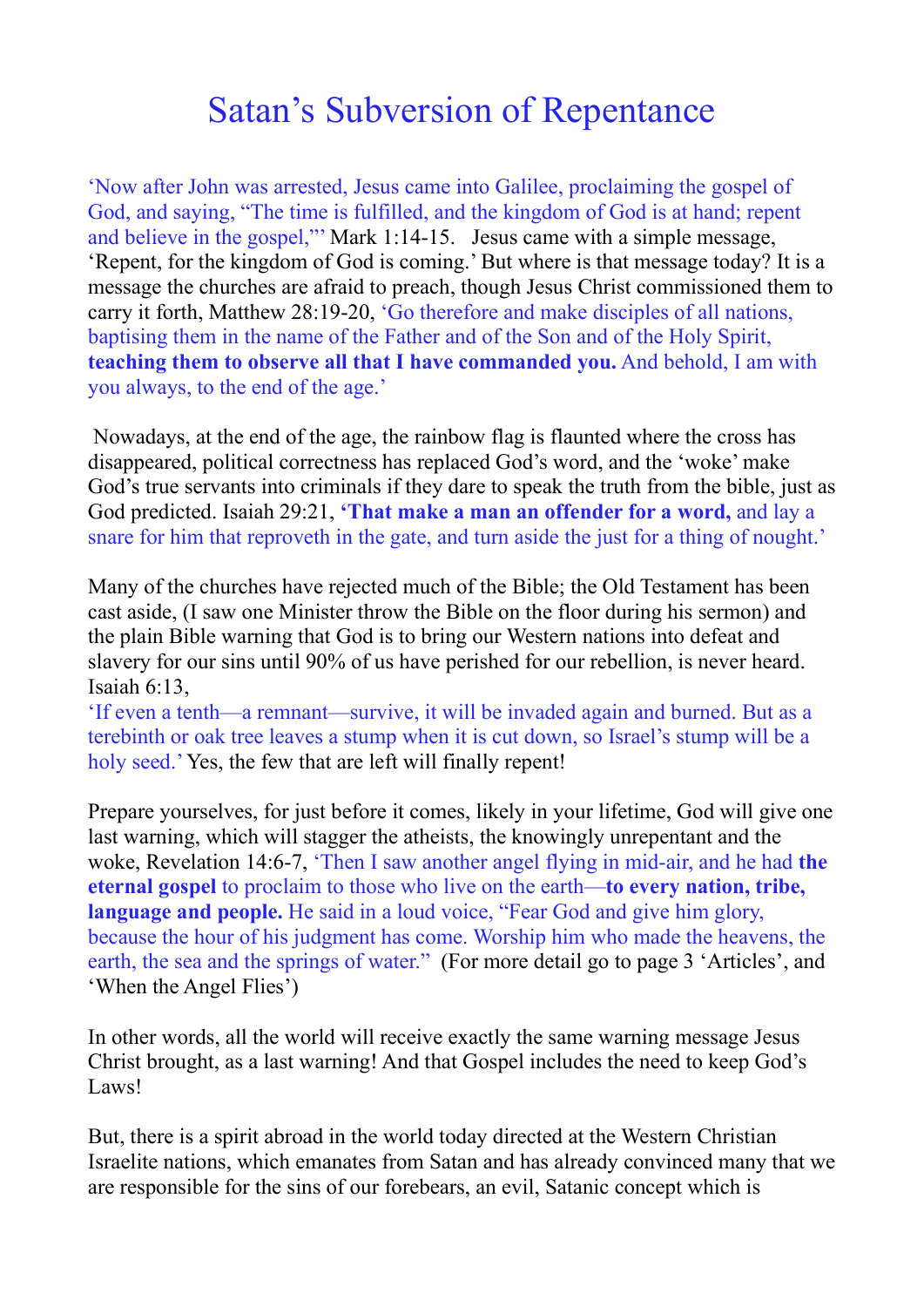# Satan's Subversion of Repentance

'Now after John was arrested, Jesus came into Galilee, proclaiming the gospel of God, and saying, "The time is fulfilled, and the kingdom of God is at hand; repent and believe in the gospel,"' Mark 1:14-15. Jesus came with a simple message, 'Repent, for the kingdom of God is coming.' But where is that message today? It is a message the churches are afraid to preach, though Jesus Christ commissioned them to carry it forth, Matthew 28:19-20, 'Go therefore and make disciples of all nations, baptising them in the name of the Father and of the Son and of the Holy Spirit, **teaching them to observe all that I have commanded you.** And behold, I am with you always, to the end of the age.'

Nowadays, at the end of the age, the rainbow flag is flaunted where the cross has disappeared, political correctness has replaced God's word, and the 'woke' make God's true servants into criminals if they dare to speak the truth from the bible, just as God predicted. Isaiah 29:21, **'That make a man an offender for a word,** and lay a snare for him that reproveth in the gate, and turn aside the just for a thing of nought.'

Many of the churches have rejected much of the Bible; the Old Testament has been cast aside, (I saw one Minister throw the Bible on the floor during his sermon) and the plain Bible warning that God is to bring our Western nations into defeat and slavery for our sins until 90% of us have perished for our rebellion, is never heard. Isaiah 6:13,
'If even a tenth—a remnant—survive, it will be invaded again and burned. But as a terebinth or oak tree leaves a stump when it is cut down, so Israel's stump will be a holy seed.' Yes, the few that are left will finally repent!

Prepare yourselves, for just before it comes, likely in your lifetime, God will give one last warning, which will stagger the atheists, the knowingly unrepentant and the woke, Revelation 14:6-7, 'Then I saw another angel flying in mid-air, and he had **the eternal gospel** to proclaim to those who live on the earth—**to every nation, tribe, language and people.** He said in a loud voice, "Fear God and give him glory, because the hour of his judgment has come. Worship him who made the heavens, the earth, the sea and the springs of water." (For more detail go to page 3 'Articles', and 'When the Angel Flies')

In other words, all the world will receive exactly the same warning message Jesus Christ brought, as a last warning! And that Gospel includes the need to keep God's Laws!

But, there is a spirit abroad in the world today directed at the Western Christian Israelite nations, which emanates from Satan and has already convinced many that we are responsible for the sins of our forebears, an evil, Satanic concept which is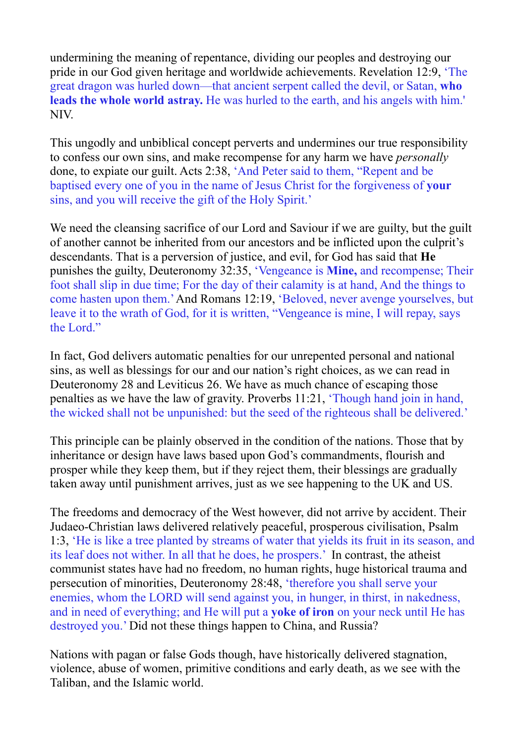undermining the meaning of repentance, dividing our peoples and destroying our pride in our God given heritage and worldwide achievements. Revelation 12:9, 'The great dragon was hurled down—that ancient serpent called the devil, or Satan, **who leads the whole world astray.** He was hurled to the earth, and his angels with him.' NIV.

This ungodly and unbiblical concept perverts and undermines our true responsibility to confess our own sins, and make recompense for any harm we have *personally* done, to expiate our guilt. Acts 2:38, 'And Peter said to them, "Repent and be baptised every one of you in the name of Jesus Christ for the forgiveness of **your** sins, and you will receive the gift of the Holy Spirit.'

We need the cleansing sacrifice of our Lord and Saviour if we are guilty, but the guilt of another cannot be inherited from our ancestors and be inflicted upon the culprit's descendants. That is a perversion of justice, and evil, for God has said that **He** punishes the guilty, Deuteronomy 32:35, 'Vengeance is **Mine,** and recompense; Their foot shall slip in due time; For the day of their calamity is at hand, And the things to come hasten upon them.' And Romans 12:19, 'Beloved, never avenge yourselves, but leave it to the wrath of God, for it is written, "Vengeance is mine, I will repay, says the Lord."

In fact, God delivers automatic penalties for our unrepented personal and national sins, as well as blessings for our and our nation's right choices, as we can read in Deuteronomy 28 and Leviticus 26. We have as much chance of escaping those penalties as we have the law of gravity. Proverbs 11:21, 'Though hand join in hand, the wicked shall not be unpunished: but the seed of the righteous shall be delivered.'

This principle can be plainly observed in the condition of the nations. Those that by inheritance or design have laws based upon God's commandments, flourish and prosper while they keep them, but if they reject them, their blessings are gradually taken away until punishment arrives, just as we see happening to the UK and US.

The freedoms and democracy of the West however, did not arrive by accident. Their Judaeo-Christian laws delivered relatively peaceful, prosperous civilisation, Psalm 1:3, 'He is like a tree planted by streams of water that yields its fruit in its season, and its leaf does not wither. In all that he does, he prospers.' In contrast, the atheist communist states have had no freedom, no human rights, huge historical trauma and persecution of minorities, Deuteronomy 28:48, 'therefore you shall serve your enemies, whom the LORD will send against you, in hunger, in thirst, in nakedness, and in need of everything; and He will put a **yoke of iron** on your neck until He has destroyed you.' Did not these things happen to China, and Russia?

Nations with pagan or false Gods though, have historically delivered stagnation, violence, abuse of women, primitive conditions and early death, as we see with the Taliban, and the Islamic world.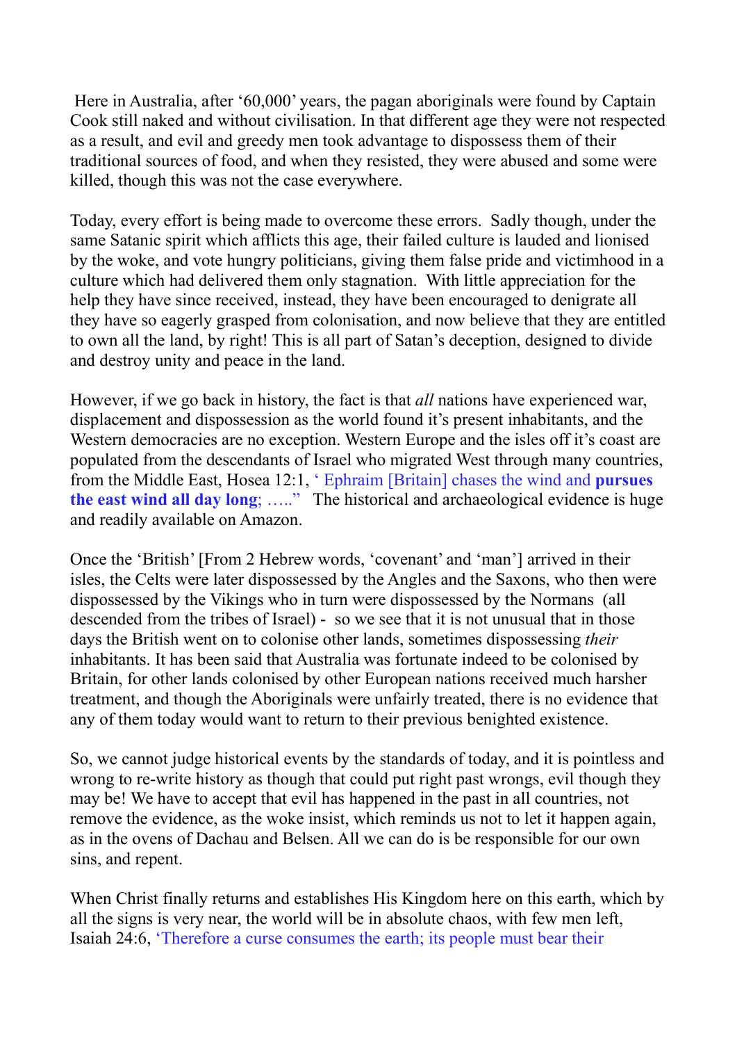Here in Australia, after '60,000' years, the pagan aboriginals were found by Captain Cook still naked and without civilisation. In that different age they were not respected as a result, and evil and greedy men took advantage to dispossess them of their traditional sources of food, and when they resisted, they were abused and some were killed, though this was not the case everywhere.

Today, every effort is being made to overcome these errors. Sadly though, under the same Satanic spirit which afflicts this age, their failed culture is lauded and lionised by the woke, and vote hungry politicians, giving them false pride and victimhood in a culture which had delivered them only stagnation. With little appreciation for the help they have since received, instead, they have been encouraged to denigrate all they have so eagerly grasped from colonisation, and now believe that they are entitled to own all the land, by right! This is all part of Satan's deception, designed to divide and destroy unity and peace in the land.

However, if we go back in history, the fact is that *all* nations have experienced war, displacement and dispossession as the world found it's present inhabitants, and the Western democracies are no exception. Western Europe and the isles off it's coast are populated from the descendants of Israel who migrated West through many countries, from the Middle East, Hosea 12:1, ' Ephraim [Britain] chases the wind and **pursues the east wind all day long**; ….." The historical and archaeological evidence is huge and readily available on Amazon.

Once the 'British' [From 2 Hebrew words, 'covenant' and 'man'] arrived in their isles, the Celts were later dispossessed by the Angles and the Saxons, who then were dispossessed by the Vikings who in turn were dispossessed by the Normans (all descended from the tribes of Israel) - so we see that it is not unusual that in those days the British went on to colonise other lands, sometimes dispossessing *their* inhabitants. It has been said that Australia was fortunate indeed to be colonised by Britain, for other lands colonised by other European nations received much harsher treatment, and though the Aboriginals were unfairly treated, there is no evidence that any of them today would want to return to their previous benighted existence.

So, we cannot judge historical events by the standards of today, and it is pointless and wrong to re-write history as though that could put right past wrongs, evil though they may be! We have to accept that evil has happened in the past in all countries, not remove the evidence, as the woke insist, which reminds us not to let it happen again, as in the ovens of Dachau and Belsen. All we can do is be responsible for our own sins, and repent.

When Christ finally returns and establishes His Kingdom here on this earth, which by all the signs is very near, the world will be in absolute chaos, with few men left, Isaiah 24:6, 'Therefore a curse consumes the earth; its people must bear their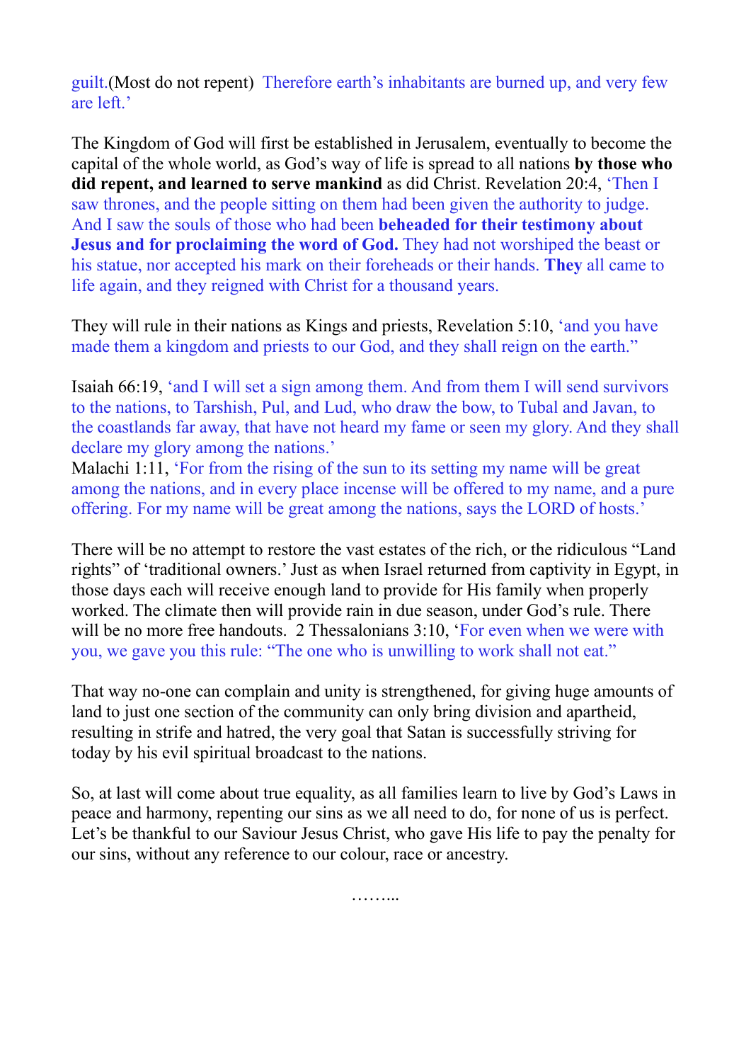guilt.(Most do not repent) Therefore earth's inhabitants are burned up, and very few are left.'

The Kingdom of God will first be established in Jerusalem, eventually to become the capital of the whole world, as God's way of life is spread to all nations **by those who did repent, and learned to serve mankind** as did Christ. Revelation 20:4, 'Then I saw thrones, and the people sitting on them had been given the authority to judge. And I saw the souls of those who had been **beheaded for their testimony about Jesus and for proclaiming the word of God.** They had not worshiped the beast or his statue, nor accepted his mark on their foreheads or their hands. **They** all came to life again, and they reigned with Christ for a thousand years.

They will rule in their nations as Kings and priests, Revelation 5:10, 'and you have made them a kingdom and priests to our God, and they shall reign on the earth."

Isaiah 66:19, 'and I will set a sign among them. And from them I will send survivors to the nations, to Tarshish, Pul, and Lud, who draw the bow, to Tubal and Javan, to the coastlands far away, that have not heard my fame or seen my glory. And they shall declare my glory among the nations.'
Malachi 1:11, 'For from the rising of the sun to its setting my name will be great among the nations, and in every place incense will be offered to my name, and a pure offering. For my name will be great among the nations, says the LORD of hosts.'

There will be no attempt to restore the vast estates of the rich, or the ridiculous "Land rights" of 'traditional owners.' Just as when Israel returned from captivity in Egypt, in those days each will receive enough land to provide for His family when properly worked. The climate then will provide rain in due season, under God's rule. There will be no more free handouts. 2 Thessalonians 3:10, 'For even when we were with you, we gave you this rule: "The one who is unwilling to work shall not eat."

That way no-one can complain and unity is strengthened, for giving huge amounts of land to just one section of the community can only bring division and apartheid, resulting in strife and hatred, the very goal that Satan is successfully striving for today by his evil spiritual broadcast to the nations.

So, at last will come about true equality, as all families learn to live by God's Laws in peace and harmony, repenting our sins as we all need to do, for none of us is perfect. Let's be thankful to our Saviour Jesus Christ, who gave His life to pay the penalty for our sins, without any reference to our colour, race or ancestry.

……...